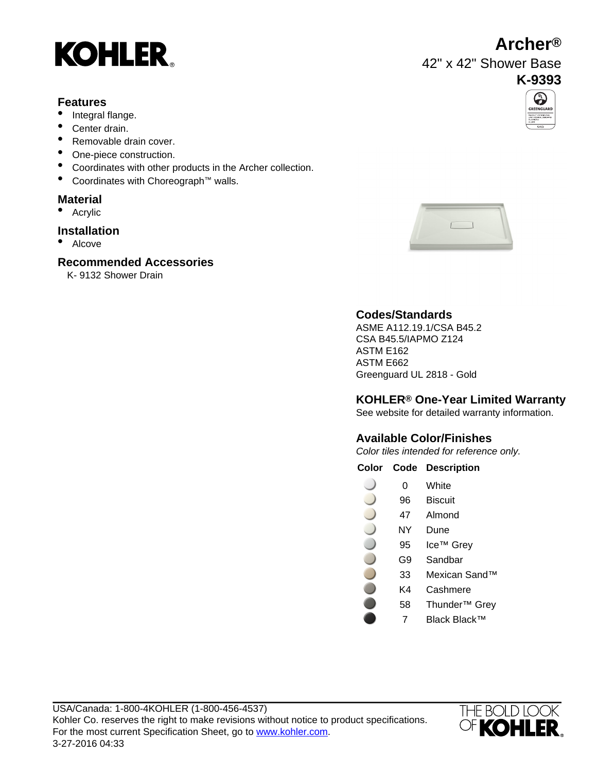KOHLER®

# Archer®

## 42" x 42" Shower Base

## K-9393

### Features

- Integral flange.
- Center drain.
- Removable drain cover.
- One-piece construction.
- Coordinates with other products in the Archer collection.
- Coordinates with Choreograph™ walls.

### Material

- Acrylic

### Installation

- Alcove

### Recommended Accessories

K- 9132 Shower Drain

### Codes/Standards

ASME A112.19.1/CSA B45.2
CSA B45.5/IAPMO Z124
ASTM E162
ASTM E662
Greenguard UL 2818 - Gold

### KOHLER® One-Year Limited Warranty

See website for detailed warranty information.

### Available Color/Finishes

*Color tiles intended for reference only.*

| Color | Code | Description |
|---|---|---|
| | 0 | White |
| | 96 | Biscuit |
| | 47 | Almond |
| | NY | Dune |
| | 95 | Ice™ Grey |
| | G9 | Sandbar |
| | 33 | Mexican Sand™ |
| | K4 | Cashmere |
| | 58 | Thunder™ Grey |
| | 7 | Black Black™ |

USA/Canada: 1-800-4KOHLER (1-800-456-4537)
Kohler Co. reserves the right to make revisions without notice to product specifications.
For the most current Specification Sheet, go to www.kohler.com.
3-27-2016 04:33

THE BOLD LOOK OF KOHLER®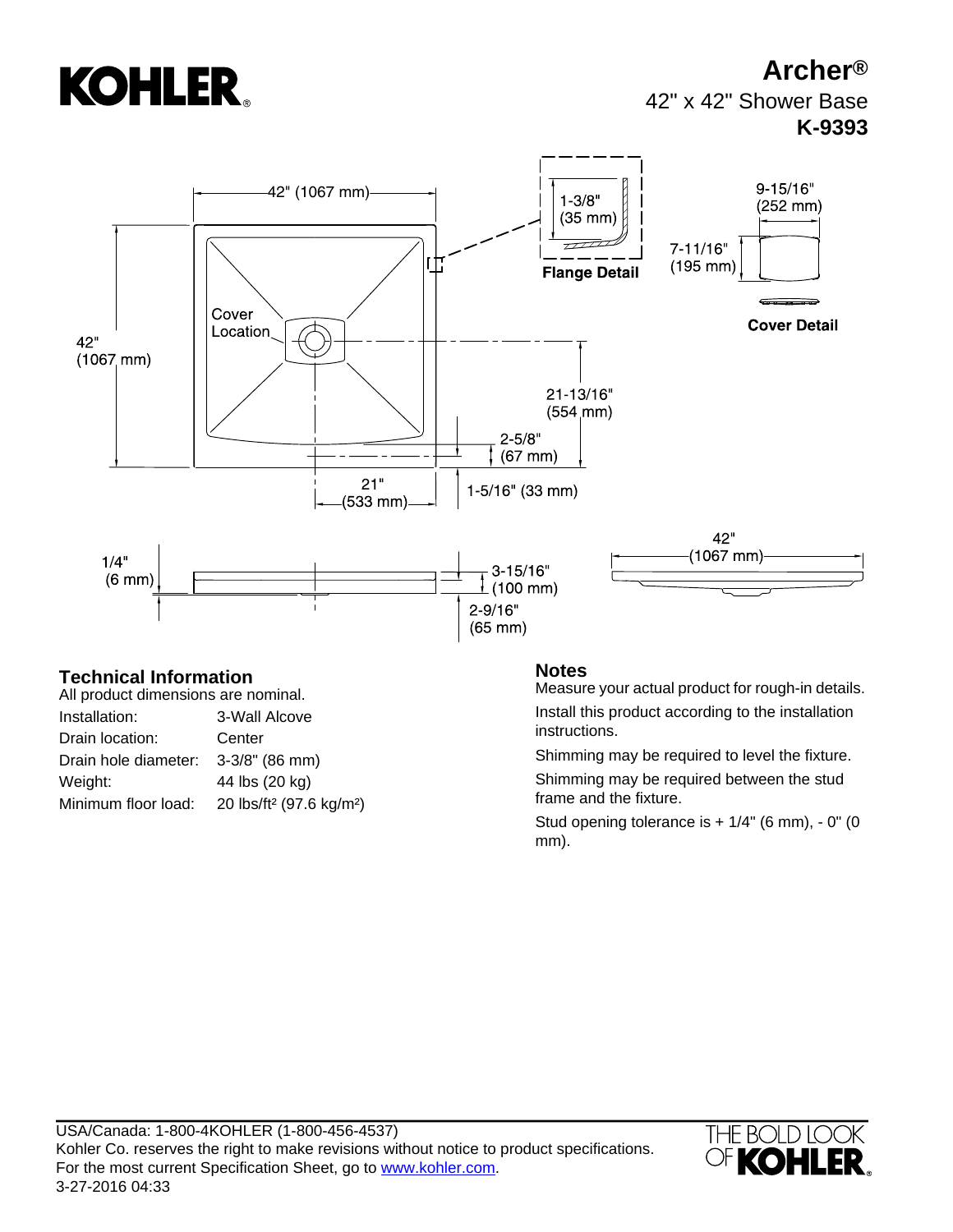# KOHLER

**Archer®**

42" x 42" Shower Base

**K-9393**

42" (1067 mm)

1-3/8"
(35 mm)

**Flange Detail**

9-15/16"
(252 mm)

7-11/16"
(195 mm)

**Cover Detail**

Cover
Location

42"
(1067 mm)

21-13/16"
(554 mm)

2-5/8"
(67 mm)

21"
(533 mm)

1-5/16" (33 mm)

1/4"
(6 mm)

3-15/16"
(100 mm)

2-9/16"
(65 mm)

42"
(1067 mm)

## Technical Information

All product dimensions are nominal.

| | |
|---|---|
| Installation: | 3-Wall Alcove |
| Drain location: | Center |
| Drain hole diameter: | 3-3/8" (86 mm) |
| Weight: | 44 lbs (20 kg) |
| Minimum floor load: | 20 lbs/ft² (97.6 kg/m²) |

## Notes

Measure your actual product for rough-in details.

Install this product according to the installation instructions.

Shimming may be required to level the fixture.

Shimming may be required between the stud frame and the fixture.

Stud opening tolerance is + 1/4" (6 mm), - 0" (0 mm).

USA/Canada: 1-800-4KOHLER (1-800-456-4537)
Kohler Co. reserves the right to make revisions without notice to product specifications.
For the most current Specification Sheet, go to www.kohler.com.
3-27-2016 04:33

THE BOLD LOOK OF KOHLER.